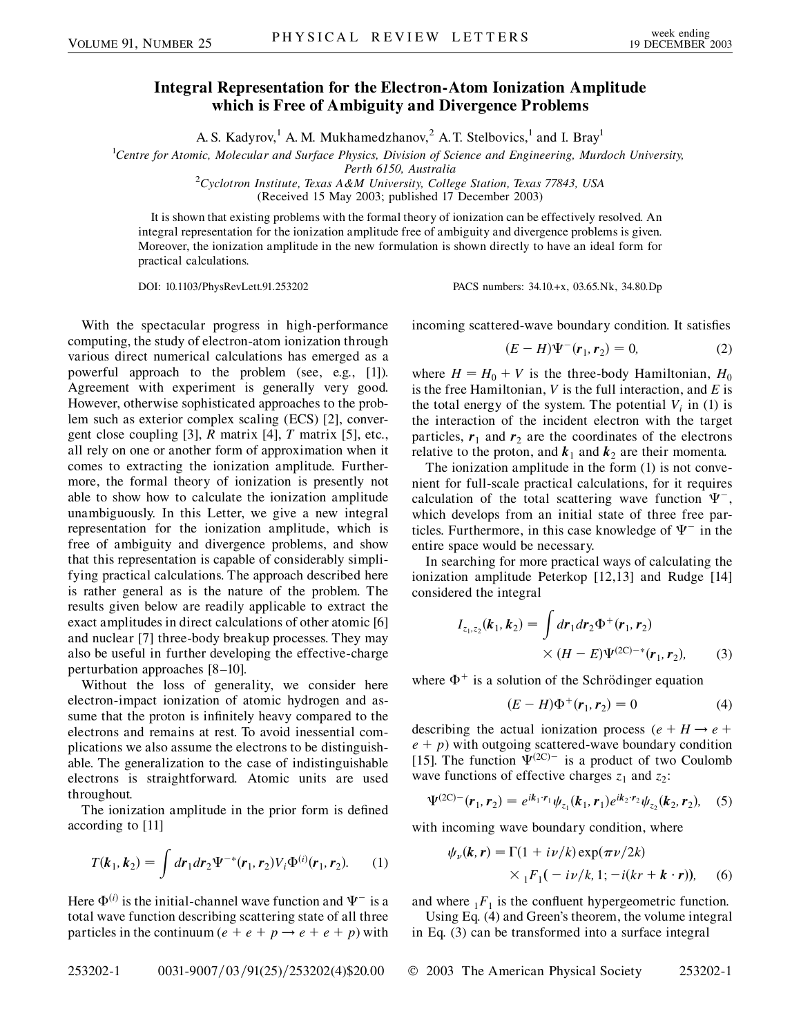# Integral Representation for the Electron-Atom Ionization Amplitude which is Free of Ambiguity and Divergence Problems

A. S. Kadyrov,[1] A. M. Mukhamedzhanov,[2] A. T. Stelbovics,[1] and I. Bray[1]

[1]Centre for Atomic, Molecular and Surface Physics, Division of Science and Engineering, Murdoch University, Perth 6150, Australia

[2]Cyclotron Institute, Texas A&M University, College Station, Texas 77843, USA

(Received 15 May 2003; published 17 December 2003)

It is shown that existing problems with the formal theory of ionization can be effectively resolved. An integral representation for the ionization amplitude free of ambiguity and divergence problems is given. Moreover, the ionization amplitude in the new formulation is shown directly to have an ideal form for practical calculations.

DOI: 10.1103/PhysRevLett.91.253202 PACS numbers: 34.10.+x, 03.65.Nk, 34.80.Dp

With the spectacular progress in high-performance computing, the study of electron-atom ionization through various direct numerical calculations has emerged as a powerful approach to the problem (see, e.g., [1]). Agreement with experiment is generally very good. However, otherwise sophisticated approaches to the problem such as exterior complex scaling (ECS) [2], convergent close coupling [3], $R$ matrix [4], $T$ matrix [5], etc., all rely on one or another form of approximation when it comes to extracting the ionization amplitude. Furthermore, the formal theory of ionization is presently not able to show how to calculate the ionization amplitude unambiguously. In this Letter, we give a new integral representation for the ionization amplitude, which is free of ambiguity and divergence problems, and show that this representation is capable of considerably simplifying practical calculations. The approach described here is rather general as is the nature of the problem. The results given below are readily applicable to extract the exact amplitudes in direct calculations of other atomic [6] and nuclear [7] three-body breakup processes. They may also be useful in further developing the effective-charge perturbation approaches [8–10].

Without the loss of generality, we consider here electron-impact ionization of atomic hydrogen and assume that the proton is infinitely heavy compared to the electrons and remains at rest. To avoid inessential complications we also assume the electrons to be distinguishable. The generalization to the case of indistinguishable electrons is straightforward. Atomic units are used throughout.

The ionization amplitude in the prior form is defined according to [11]

$$T(\boldsymbol{k}_1, \boldsymbol{k}_2) = \int d\boldsymbol{r}_1 d\boldsymbol{r}_2 \Psi^{-*}(\boldsymbol{r}_1, \boldsymbol{r}_2) V_i \Phi^{(i)}(\boldsymbol{r}_1, \boldsymbol{r}_2). \quad (1)$$

Here $\Phi^{(i)}$ is the initial-channel wave function and $\Psi^-$ is a total wave function describing scattering state of all three particles in the continuum ($e + e + p \rightarrow e + e + p$) with incoming scattered-wave boundary condition. It satisfies

$$(E - H)\Psi^-(\boldsymbol{r}_1, \boldsymbol{r}_2) = 0, \quad (2)$$

where $H = H_0 + V$ is the three-body Hamiltonian, $H_0$ is the free Hamiltonian, $V$ is the full interaction, and $E$ is the total energy of the system. The potential $V_i$ in (1) is the interaction of the incident electron with the target particles, $\boldsymbol{r}_1$ and $\boldsymbol{r}_2$ are the coordinates of the electrons relative to the proton, and $\boldsymbol{k}_1$ and $\boldsymbol{k}_2$ are their momenta.

The ionization amplitude in the form (1) is not convenient for full-scale practical calculations, for it requires calculation of the total scattering wave function $\Psi^-$, which develops from an initial state of three free particles. Furthermore, in this case knowledge of $\Psi^-$ in the entire space would be necessary.

In searching for more practical ways of calculating the ionization amplitude Peterkop [12,13] and Rudge [14] considered the integral

$$I_{z_1, z_2}(\boldsymbol{k}_1, \boldsymbol{k}_2) = \int d\boldsymbol{r}_1 d\boldsymbol{r}_2 \Phi^+(\boldsymbol{r}_1, \boldsymbol{r}_2) \times (H - E)\Psi^{(2C)-*}(\boldsymbol{r}_1, \boldsymbol{r}_2), \quad (3)$$

where $\Phi^+$ is a solution of the Schrödinger equation

$$(E - H)\Phi^+(\boldsymbol{r}_1, \boldsymbol{r}_2) = 0 \quad (4)$$

describing the actual ionization process ($e + H \rightarrow e + e + p$) with outgoing scattered-wave boundary condition [15]. The function $\Psi^{(2C)-}$ is a product of two Coulomb wave functions of effective charges $z_1$ and $z_2$:

$$\Psi^{(2C)-}(\boldsymbol{r}_1, \boldsymbol{r}_2) = e^{i\boldsymbol{k}_1 \cdot \boldsymbol{r}_1} \psi_{z_1}(\boldsymbol{k}_1, \boldsymbol{r}_1) e^{i\boldsymbol{k}_2 \cdot \boldsymbol{r}_2} \psi_{z_2}(\boldsymbol{k}_2, \boldsymbol{r}_2), \quad (5)$$

with incoming wave boundary condition, where

$$\psi_\nu(\boldsymbol{k}, \boldsymbol{r}) = \Gamma(1 + i\nu/k) \exp(\pi\nu/2k) \times {}_1F_1(-i\nu/k, 1; -i(kr + \boldsymbol{k} \cdot \boldsymbol{r})), \quad (6)$$

and where ${}_1F_1$ is the confluent hypergeometric function.

Using Eq. (4) and Green's theorem, the volume integral in Eq. (3) can be transformed into a surface integral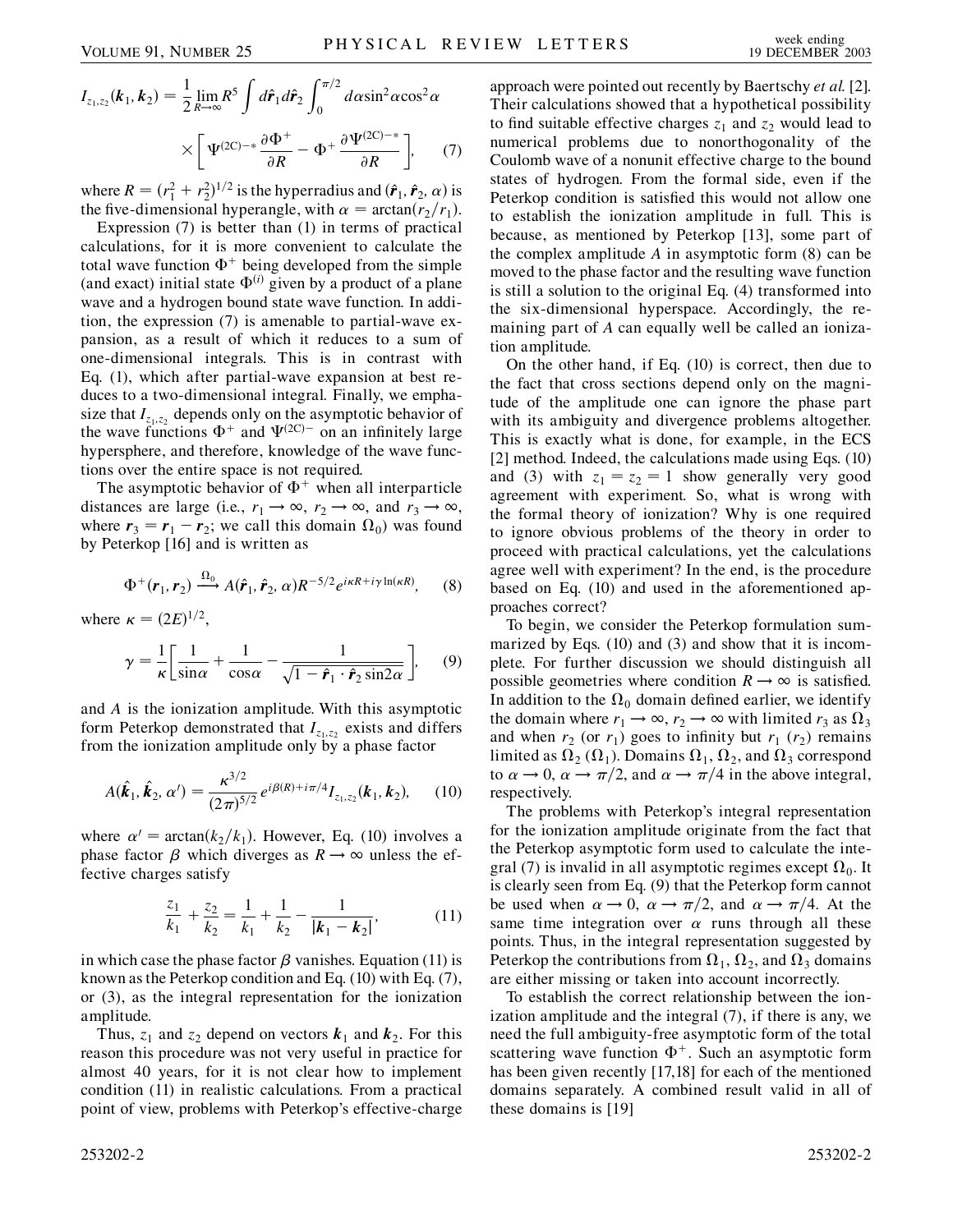$$
I_{z_1,z_2}(\boldsymbol{k}_1, \boldsymbol{k}_2) = \frac{1}{2}\lim_{R\to\infty} R^5 \int d\hat{\boldsymbol{r}}_1 d\hat{\boldsymbol{r}}_2 \int_0^{\pi/2} d\alpha \sin^2\alpha \cos^2\alpha \times \left[ \Psi^{(2C)-*} \frac{\partial \Phi^+}{\partial R} - \Phi^+ \frac{\partial \Psi^{(2C)-*}}{\partial R} \right], \quad (7)
$$

where $R = (r_1^2 + r_2^2)^{1/2}$ is the hyperradius and $(\hat{\boldsymbol{r}}_1, \hat{\boldsymbol{r}}_2, \alpha)$ is the five-dimensional hyperangle, with $\alpha = \arctan(r_2/r_1)$.

Expression (7) is better than (1) in terms of practical calculations, for it is more convenient to calculate the total wave function $\Phi^+$ being developed from the simple (and exact) initial state $\Phi^{(i)}$ given by a product of a plane wave and a hydrogen bound state wave function. In addition, the expression (7) is amenable to partial-wave expansion, as a result of which it reduces to a sum of one-dimensional integrals. This is in contrast with Eq. (1), which after partial-wave expansion at best reduces to a two-dimensional integral. Finally, we emphasize that $I_{z_1,z_2}$ depends only on the asymptotic behavior of the wave functions $\Phi^+$ and $\Psi^{(2C)-}$ on an infinitely large hypersphere, and therefore, knowledge of the wave functions over the entire space is not required.

The asymptotic behavior of $\Phi^+$ when all interparticle distances are large (i.e., $r_1 \to \infty$, $r_2 \to \infty$, and $r_3 \to \infty$, where $\boldsymbol{r}_3 = \boldsymbol{r}_1 - \boldsymbol{r}_2$; we call this domain $\Omega_0$) was found by Peterkop [16] and is written as

$$
\Phi^+(\boldsymbol{r}_1, \boldsymbol{r}_2) \xrightarrow{\Omega_0} A(\hat{\boldsymbol{r}}_1, \hat{\boldsymbol{r}}_2, \alpha) R^{-5/2} e^{i\kappa R + i\gamma \ln(\kappa R)}, \quad (8)
$$

where $\kappa = (2E)^{1/2}$,

$$
\gamma = \frac{1}{\kappa}\left[ \frac{1}{\sin\alpha} + \frac{1}{\cos\alpha} - \frac{1}{\sqrt{1 - \hat{\boldsymbol{r}}_1 \cdot \hat{\boldsymbol{r}}_2 \sin 2\alpha}} \right], \quad (9)
$$

and $A$ is the ionization amplitude. With this asymptotic form Peterkop demonstrated that $I_{z_1,z_2}$ exists and differs from the ionization amplitude only by a phase factor

$$
A(\hat{\boldsymbol{k}}_1, \hat{\boldsymbol{k}}_2, \alpha') = \frac{\kappa^{3/2}}{(2\pi)^{5/2}} e^{i\beta(R) + i\pi/4} I_{z_1,z_2}(\boldsymbol{k}_1, \boldsymbol{k}_2), \quad (10)
$$

where $\alpha' = \arctan(k_2/k_1)$. However, Eq. (10) involves a phase factor $\beta$ which diverges as $R \to \infty$ unless the effective charges satisfy

$$
\frac{z_1}{k_1} + \frac{z_2}{k_2} = \frac{1}{k_1} + \frac{1}{k_2} - \frac{1}{|\boldsymbol{k}_1 - \boldsymbol{k}_2|}, \quad (11)
$$

in which case the phase factor $\beta$ vanishes. Equation (11) is known as the Peterkop condition and Eq. (10) with Eq. (7), or (3), as the integral representation for the ionization amplitude.

Thus, $z_1$ and $z_2$ depend on vectors $\boldsymbol{k}_1$ and $\boldsymbol{k}_2$. For this reason this procedure was not very useful in practice for almost 40 years, for it is not clear how to implement condition (11) in realistic calculations. From a practical point of view, problems with Peterkop's effective-charge approach were pointed out recently by Baertschy *et al.* [2]. Their calculations showed that a hypothetical possibility to find suitable effective charges $z_1$ and $z_2$ would lead to numerical problems due to nonorthogonality of the Coulomb wave of a nonunit effective charge to the bound states of hydrogen. From the formal side, even if the Peterkop condition is satisfied this would not allow one to establish the ionization amplitude in full. This is because, as mentioned by Peterkop [13], some part of the complex amplitude $A$ in asymptotic form (8) can be moved to the phase factor and the resulting wave function is still a solution to the original Eq. (4) transformed into the six-dimensional hyperspace. Accordingly, the remaining part of $A$ can equally well be called an ionization amplitude.

On the other hand, if Eq. (10) is correct, then due to the fact that cross sections depend only on the magnitude of the amplitude one can ignore the phase part with its ambiguity and divergence problems altogether. This is exactly what is done, for example, in the ECS [2] method. Indeed, the calculations made using Eqs. (10) and (3) with $z_1 = z_2 = 1$ show generally very good agreement with experiment. So, what is wrong with the formal theory of ionization? Why is one required to ignore obvious problems of the theory in order to proceed with practical calculations, yet the calculations agree well with experiment? In the end, is the procedure based on Eq. (10) and used in the aforementioned approaches correct?

To begin, we consider the Peterkop formulation summarized by Eqs. (10) and (3) and show that it is incomplete. For further discussion we should distinguish all possible geometries where condition $R \to \infty$ is satisfied. In addition to the $\Omega_0$ domain defined earlier, we identify the domain where $r_1 \to \infty$, $r_2 \to \infty$ with limited $r_3$ as $\Omega_3$ and when $r_2$ (or $r_1$) goes to infinity but $r_1$ ($r_2$) remains limited as $\Omega_2$ ($\Omega_1$). Domains $\Omega_1$, $\Omega_2$, and $\Omega_3$ correspond to $\alpha \to 0$, $\alpha \to \pi/2$, and $\alpha \to \pi/4$ in the above integral, respectively.

The problems with Peterkop's integral representation for the ionization amplitude originate from the fact that the Peterkop asymptotic form used to calculate the integral (7) is invalid in all asymptotic regimes except $\Omega_0$. It is clearly seen from Eq. (9) that the Peterkop form cannot be used when $\alpha \to 0$, $\alpha \to \pi/2$, and $\alpha \to \pi/4$. At the same time integration over $\alpha$ runs through all these points. Thus, in the integral representation suggested by Peterkop the contributions from $\Omega_1$, $\Omega_2$, and $\Omega_3$ domains are either missing or taken into account incorrectly.

To establish the correct relationship between the ionization amplitude and the integral (7), if there is any, we need the full ambiguity-free asymptotic form of the total scattering wave function $\Phi^+$. Such an asymptotic form has been given recently [17,18] for each of the mentioned domains separately. A combined result valid in all of these domains is [19]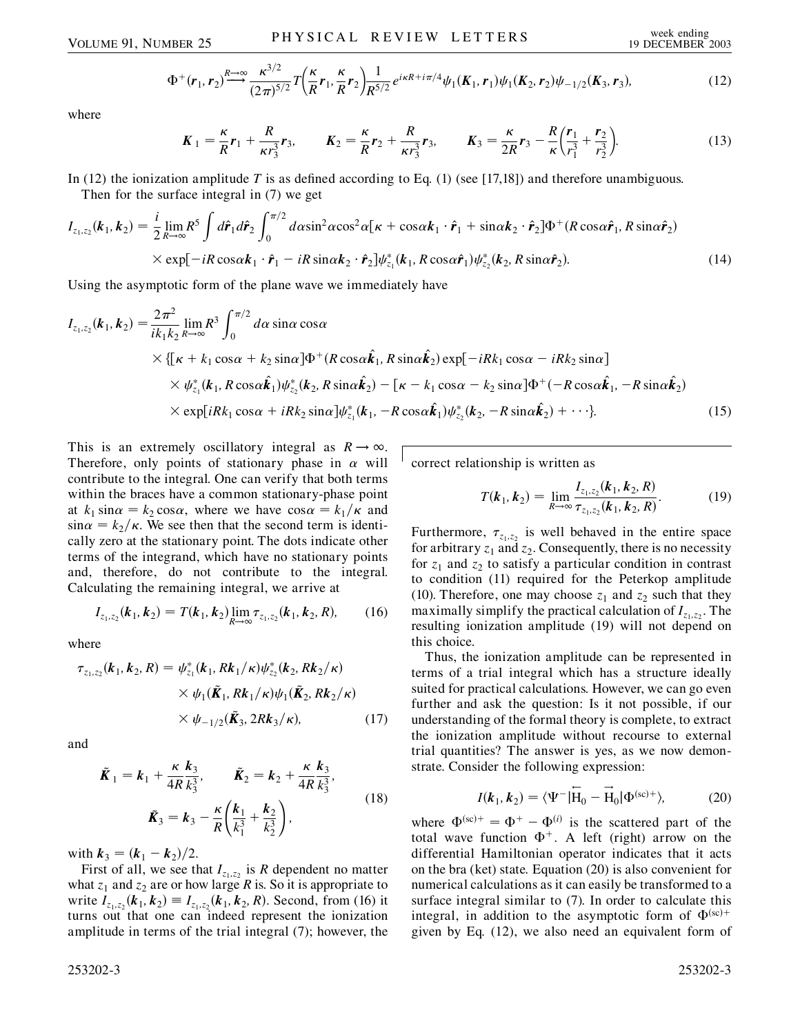$$\Phi^+(\mathbf{r}_1, \mathbf{r}_2) \xrightarrow{R\to\infty} \frac{\kappa^{3/2}}{(2\pi)^{5/2}} T\left(\frac{\kappa}{R}\mathbf{r}_1, \frac{\kappa}{R}\mathbf{r}_2\right) \frac{1}{R^{5/2}} e^{i\kappa R + i\pi/4} \psi_1(\mathbf{K}_1, \mathbf{r}_1) \psi_1(\mathbf{K}_2, \mathbf{r}_2) \psi_{-1/2}(\mathbf{K}_3, \mathbf{r}_3), \tag{12}$$

where

$$\mathbf{K}_1 = \frac{\kappa}{R}\mathbf{r}_1 + \frac{R}{\kappa r_3^3}\mathbf{r}_3, \qquad \mathbf{K}_2 = \frac{\kappa}{R}\mathbf{r}_2 + \frac{R}{\kappa r_3^3}\mathbf{r}_3, \qquad \mathbf{K}_3 = \frac{\kappa}{2R}\mathbf{r}_3 - \frac{R}{\kappa}\left(\frac{\mathbf{r}_1}{r_1^3} + \frac{\mathbf{r}_2}{r_2^3}\right). \tag{13}$$

In (12) the ionization amplitude $T$ is as defined according to Eq. (1) (see [17,18]) and therefore unambiguous.

Then for the surface integral in (7) we get

$$I_{z_1,z_2}(\mathbf{k}_1, \mathbf{k}_2) = \frac{i}{2} \lim_{R\to\infty} R^5 \int d\hat{\mathbf{r}}_1 d\hat{\mathbf{r}}_2 \int_0^{\pi/2} d\alpha \sin^2\alpha \cos^2\alpha [\kappa + \cos\alpha \mathbf{k}_1 \cdot \hat{\mathbf{r}}_1 + \sin\alpha \mathbf{k}_2 \cdot \hat{\mathbf{r}}_2] \Phi^+(R\cos\alpha\hat{\mathbf{r}}_1, R\sin\alpha\hat{\mathbf{r}}_2)$$
$$\times \exp[-iR\cos\alpha \mathbf{k}_1 \cdot \hat{\mathbf{r}}_1 - iR\sin\alpha \mathbf{k}_2 \cdot \hat{\mathbf{r}}_2] \psi^*_{z_1}(\mathbf{k}_1, R\cos\alpha\hat{\mathbf{r}}_1) \psi^*_{z_2}(\mathbf{k}_2, R\sin\alpha\hat{\mathbf{r}}_2). \tag{14}$$

Using the asymptotic form of the plane wave we immediately have

$$I_{z_1,z_2}(\mathbf{k}_1, \mathbf{k}_2) = \frac{2\pi^2}{ik_1k_2} \lim_{R\to\infty} R^3 \int_0^{\pi/2} d\alpha \sin\alpha \cos\alpha$$
$$\times \{[\kappa + k_1\cos\alpha + k_2\sin\alpha] \Phi^+(R\cos\alpha\hat{\mathbf{k}}_1, R\sin\alpha\hat{\mathbf{k}}_2) \exp[-iRk_1\cos\alpha - iRk_2\sin\alpha]$$
$$\times \psi^*_{z_1}(\mathbf{k}_1, R\cos\alpha\hat{\mathbf{k}}_1)\psi^*_{z_2}(\mathbf{k}_2, R\sin\alpha\hat{\mathbf{k}}_2) - [\kappa - k_1\cos\alpha - k_2\sin\alpha]\Phi^+(-R\cos\alpha\hat{\mathbf{k}}_1, -R\sin\alpha\hat{\mathbf{k}}_2)$$
$$\times \exp[iRk_1\cos\alpha + iRk_2\sin\alpha] \psi^*_{z_1}(\mathbf{k}_1, -R\cos\alpha\hat{\mathbf{k}}_1)\psi^*_{z_2}(\mathbf{k}_2, -R\sin\alpha\hat{\mathbf{k}}_2) + \cdots\}. \tag{15}$$

This is an extremely oscillatory integral as $R \to \infty$. Therefore, only points of stationary phase in $\alpha$ will contribute to the integral. One can verify that both terms within the braces have a common stationary-phase point at $k_1 \sin\alpha = k_2 \cos\alpha$, where we have $\cos\alpha = k_1/\kappa$ and $\sin\alpha = k_2/\kappa$. We see then that the second term is identically zero at the stationary point. The dots indicate other terms of the integrand, which have no stationary points and, therefore, do not contribute to the integral. Calculating the remaining integral, we arrive at

$$I_{z_1,z_2}(\mathbf{k}_1, \mathbf{k}_2) = T(\mathbf{k}_1, \mathbf{k}_2) \lim_{R\to\infty} \tau_{z_1,z_2}(\mathbf{k}_1, \mathbf{k}_2, R), \tag{16}$$

where

$$\tau_{z_1,z_2}(\mathbf{k}_1, \mathbf{k}_2, R) = \psi^*_{z_1}(\mathbf{k}_1, R\mathbf{k}_1/\kappa)\psi^*_{z_2}(\mathbf{k}_2, R\mathbf{k}_2/\kappa)$$
$$\times \psi_1(\tilde{\mathbf{K}}_1, R\mathbf{k}_1/\kappa)\psi_1(\tilde{\mathbf{K}}_2, R\mathbf{k}_2/\kappa)$$
$$\times \psi_{-1/2}(\tilde{\mathbf{K}}_3, 2R\mathbf{k}_3/\kappa), \tag{17}$$

and

$$\tilde{\mathbf{K}}_1 = \mathbf{k}_1 + \frac{\kappa}{4R}\frac{\mathbf{k}_3}{k_3^3}, \qquad \tilde{\mathbf{K}}_2 = \mathbf{k}_2 + \frac{\kappa}{4R}\frac{\mathbf{k}_3}{k_3^3},$$
$$\tilde{\mathbf{K}}_3 = \mathbf{k}_3 - \frac{\kappa}{R}\left(\frac{\mathbf{k}_1}{k_1^3} + \frac{\mathbf{k}_2}{k_2^3}\right), \tag{18}$$

with $\mathbf{k}_3 = (\mathbf{k}_1 - \mathbf{k}_2)/2$.

First of all, we see that $I_{z_1,z_2}$ is $R$ dependent no matter what $z_1$ and $z_2$ are or how large $R$ is. So it is appropriate to write $I_{z_1,z_2}(\mathbf{k}_1, \mathbf{k}_2) \equiv I_{z_1,z_2}(\mathbf{k}_1, \mathbf{k}_2, R)$. Second, from (16) it turns out that one can indeed represent the ionization amplitude in terms of the trial integral (7); however, the correct relationship is written as

$$T(\mathbf{k}_1, \mathbf{k}_2) = \lim_{R\to\infty} \frac{I_{z_1,z_2}(\mathbf{k}_1, \mathbf{k}_2, R)}{\tau_{z_1,z_2}(\mathbf{k}_1, \mathbf{k}_2, R)}. \tag{19}$$

Furthermore, $\tau_{z_1,z_2}$ is well behaved in the entire space for arbitrary $z_1$ and $z_2$. Consequently, there is no necessity for $z_1$ and $z_2$ to satisfy a particular condition in contrast to condition (11) required for the Peterkop amplitude (10). Therefore, one may choose $z_1$ and $z_2$ such that they maximally simplify the practical calculation of $I_{z_1,z_2}$. The resulting ionization amplitude (19) will not depend on this choice.

Thus, the ionization amplitude can be represented in terms of a trial integral which has a structure ideally suited for practical calculations. However, we can go even further and ask the question: Is it not possible, if our understanding of the formal theory is complete, to extract the ionization amplitude without recourse to external trial quantities? The answer is yes, as we now demonstrate. Consider the following expression:

$$I(\mathbf{k}_1, \mathbf{k}_2) = \langle \Psi^- | \overleftarrow{\mathrm{H}}_0 - \overrightarrow{\mathrm{H}}_0 | \Phi^{(\mathrm{sc})+} \rangle, \tag{20}$$

where $\Phi^{(\mathrm{sc})+} = \Phi^+ - \Phi^{(i)}$ is the scattered part of the total wave function $\Phi^+$. A left (right) arrow on the differential Hamiltonian operator indicates that it acts on the bra (ket) state. Equation (20) is also convenient for numerical calculations as it can easily be transformed to a surface integral similar to (7). In order to calculate this integral, in addition to the asymptotic form of $\Phi^{(\mathrm{sc})+}$ given by Eq. (12), we also need an equivalent form of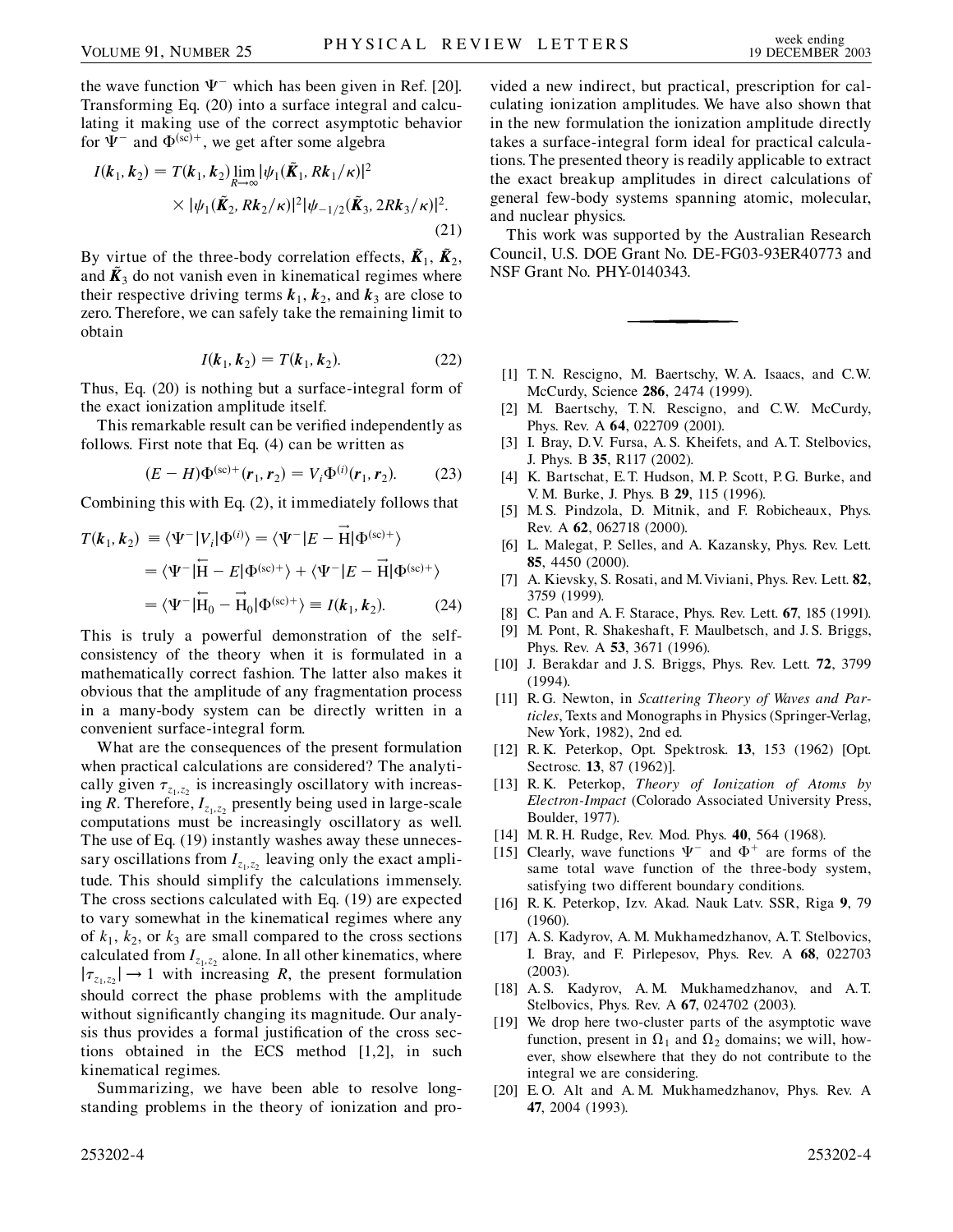the wave function $\Psi^-$ which has been given in Ref. [20]. Transforming Eq. (20) into a surface integral and calculating it making use of the correct asymptotic behavior for $\Psi^-$ and $\Phi^{(\mathrm{sc})+}$, we get after some algebra

$$I(\boldsymbol{k}_1, \boldsymbol{k}_2) = T(\boldsymbol{k}_1, \boldsymbol{k}_2) \lim_{R\to\infty} |\psi_1(\tilde{\boldsymbol{K}}_1, Rk_1/\kappa)|^2 \times |\psi_1(\tilde{\boldsymbol{K}}_2, Rk_2/\kappa)|^2 |\psi_{-1/2}(\tilde{\boldsymbol{K}}_3, 2Rk_3/\kappa)|^2. \quad (21)$$

By virtue of the three-body correlation effects, $\tilde{\boldsymbol{K}}_1$, $\tilde{\boldsymbol{K}}_2$, and $\tilde{\boldsymbol{K}}_3$ do not vanish even in kinematical regimes where their respective driving terms $\boldsymbol{k}_1$, $\boldsymbol{k}_2$, and $\boldsymbol{k}_3$ are close to zero. Therefore, we can safely take the remaining limit to obtain

$$I(\boldsymbol{k}_1, \boldsymbol{k}_2) = T(\boldsymbol{k}_1, \boldsymbol{k}_2). \quad (22)$$

Thus, Eq. (20) is nothing but a surface-integral form of the exact ionization amplitude itself.

This remarkable result can be verified independently as follows. First note that Eq. (4) can be written as

$$(E - H)\Phi^{(\mathrm{sc})+}(\boldsymbol{r}_1, \boldsymbol{r}_2) = V_i \Phi^{(i)}(\boldsymbol{r}_1, \boldsymbol{r}_2). \quad (23)$$

Combining this with Eq. (2), it immediately follows that

$$\begin{aligned} T(\boldsymbol{k}_1, \boldsymbol{k}_2) &\equiv \langle \Psi^- | V_i | \Phi^{(i)} \rangle = \langle \Psi^- | E - \overrightarrow{\mathrm{H}} | \Phi^{(\mathrm{sc})+} \rangle \\ &= \langle \Psi^- | \overleftarrow{\mathrm{H}} - E | \Phi^{(\mathrm{sc})+} \rangle + \langle \Psi^- | E - \overrightarrow{\mathrm{H}} | \Phi^{(\mathrm{sc})+} \rangle \\ &= \langle \Psi^- | \overleftarrow{\mathrm{H}}_0 - \overrightarrow{\mathrm{H}}_0 | \Phi^{(\mathrm{sc})+} \rangle \equiv I(\boldsymbol{k}_1, \boldsymbol{k}_2). \end{aligned} \quad (24)$$

This is truly a powerful demonstration of the self-consistency of the theory when it is formulated in a mathematically correct fashion. The latter also makes it obvious that the amplitude of any fragmentation process in a many-body system can be directly written in a convenient surface-integral form.

What are the consequences of the present formulation when practical calculations are considered? The analytically given $\tau_{z_1,z_2}$ is increasingly oscillatory with increasing $R$. Therefore, $I_{z_1,z_2}$ presently being used in large-scale computations must be increasingly oscillatory as well. The use of Eq. (19) instantly washes away these unnecessary oscillations from $I_{z_1,z_2}$ leaving only the exact amplitude. This should simplify the calculations immensely. The cross sections calculated with Eq. (19) are expected to vary somewhat in the kinematical regimes where any of $k_1$, $k_2$, or $k_3$ are small compared to the cross sections calculated from $I_{z_1,z_2}$ alone. In all other kinematics, where $|\tau_{z_1,z_2}| \to 1$ with increasing $R$, the present formulation should correct the phase problems with the amplitude without significantly changing its magnitude. Our analysis thus provides a formal justification of the cross sections obtained in the ECS method [1,2], in such kinematical regimes.

Summarizing, we have been able to resolve longstanding problems in the theory of ionization and provided a new indirect, but practical, prescription for calculating ionization amplitudes. We have also shown that in the new formulation the ionization amplitude directly takes a surface-integral form ideal for practical calculations. The presented theory is readily applicable to extract the exact breakup amplitudes in direct calculations of general few-body systems spanning atomic, molecular, and nuclear physics.

This work was supported by the Australian Research Council, U.S. DOE Grant No. DE-FG03-93ER40773 and NSF Grant No. PHY-0140343.

---

[1] T. N. Rescigno, M. Baertschy, W. A. Isaacs, and C.W. McCurdy, Science **286**, 2474 (1999).

[2] M. Baertschy, T. N. Rescigno, and C.W. McCurdy, Phys. Rev. A **64**, 022709 (2001).

[3] I. Bray, D.V. Fursa, A. S. Kheifets, and A.T. Stelbovics, J. Phys. B **35**, R117 (2002).

[4] K. Bartschat, E. T. Hudson, M. P. Scott, P. G. Burke, and V. M. Burke, J. Phys. B **29**, 115 (1996).

[5] M. S. Pindzola, D. Mitnik, and F. Robicheaux, Phys. Rev. A **62**, 062718 (2000).

[6] L. Malegat, P. Selles, and A. Kazansky, Phys. Rev. Lett. **85**, 4450 (2000).

[7] A. Kievsky, S. Rosati, and M. Viviani, Phys. Rev. Lett. **82**, 3759 (1999).

[8] C. Pan and A. F. Starace, Phys. Rev. Lett. **67**, 185 (1991).

[9] M. Pont, R. Shakeshaft, F. Maulbetsch, and J. S. Briggs, Phys. Rev. A **53**, 3671 (1996).

[10] J. Berakdar and J. S. Briggs, Phys. Rev. Lett. **72**, 3799 (1994).

[11] R. G. Newton, in *Scattering Theory of Waves and Particles*, Texts and Monographs in Physics (Springer-Verlag, New York, 1982), 2nd ed.

[12] R. K. Peterkop, Opt. Spektrosk. **13**, 153 (1962) [Opt. Sectrosc. **13**, 87 (1962)].

[13] R. K. Peterkop, *Theory of Ionization of Atoms by Electron-Impact* (Colorado Associated University Press, Boulder, 1977).

[14] M. R. H. Rudge, Rev. Mod. Phys. **40**, 564 (1968).

[15] Clearly, wave functions $\Psi^-$ and $\Phi^+$ are forms of the same total wave function of the three-body system, satisfying two different boundary conditions.

[16] R. K. Peterkop, Izv. Akad. Nauk Latv. SSR, Riga **9**, 79 (1960).

[17] A. S. Kadyrov, A. M. Mukhamedzhanov, A. T. Stelbovics, I. Bray, and F. Pirlepesov, Phys. Rev. A **68**, 022703 (2003).

[18] A. S. Kadyrov, A. M. Mukhamedzhanov, and A. T. Stelbovics, Phys. Rev. A **67**, 024702 (2003).

[19] We drop here two-cluster parts of the asymptotic wave function, present in $\Omega_1$ and $\Omega_2$ domains; we will, however, show elsewhere that they do not contribute to the integral we are considering.

[20] E. O. Alt and A. M. Mukhamedzhanov, Phys. Rev. A **47**, 2004 (1993).